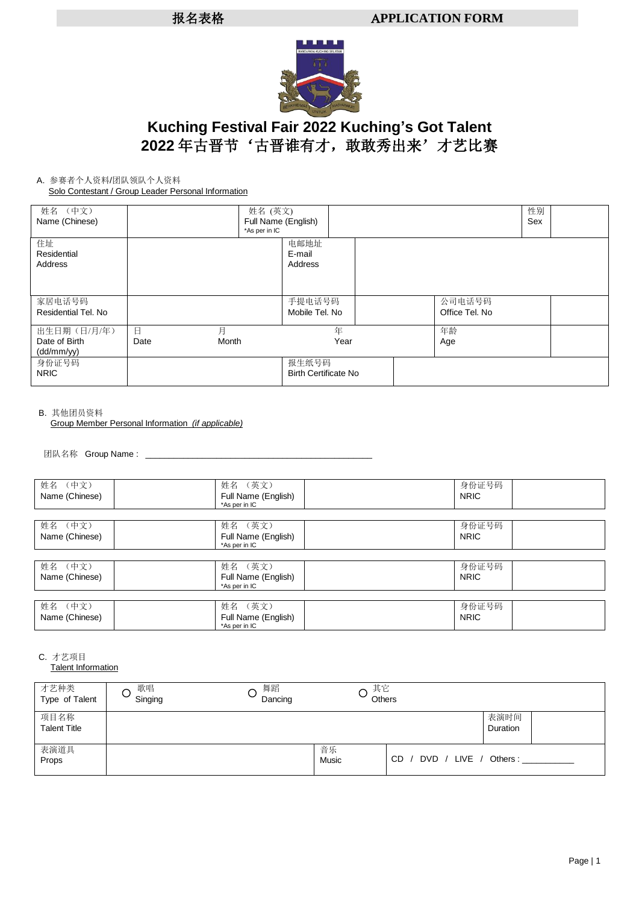报名表格 APPLICATION FORM

# Kuching Festival Fair 2022 Kuching's Got Talent
# 2022 年古晋节'古晋谁有才，敢敢秀出来'才艺比赛

A. 参赛者个人资料/团队领队个人资料
Solo Contestant / Group Leader Personal Information

| 姓名 （中文）<br>Name (Chinese) | | 姓名 (英文)<br>Full Name (English)<br>*As per in IC | | 性别<br>Sex | |
|---|---|---|---|---|---|
| 住址<br>Residential Address | | 电邮地址<br>E-mail Address | | | |
| 家居电话号码<br>Residential Tel. No | | 手提电话号码<br>Mobile Tel. No | | 公司电话号码<br>Office Tel. No | |
| 出生日期（日/月/年）<br>Date of Birth (dd/mm/yy) | 日 Date / 月 Month / 年 Year | | | 年龄<br>Age | |
| 身份证号码<br>NRIC | | 报生纸号码<br>Birth Certificate No | | | |

B. 其他团员资料
Group Member Personal Information *(if applicable)*

团队名称 Group Name : ____________________________________________

| 姓名 （中文）<br>Name (Chinese) | | 姓名 （英文）<br>Full Name (English)<br>*As per in IC | | 身份证号码<br>NRIC | |
|---|---|---|---|---|---|
| 姓名 （中文）<br>Name (Chinese) | | 姓名 （英文）<br>Full Name (English)<br>*As per in IC | | 身份证号码<br>NRIC | |
| 姓名 （中文）<br>Name (Chinese) | | 姓名 （英文）<br>Full Name (English)<br>*As per in IC | | 身份证号码<br>NRIC | |
| 姓名 （中文）<br>Name (Chinese) | | 姓名 （英文）<br>Full Name (English)<br>*As per in IC | | 身份证号码<br>NRIC | |

C. 才艺项目
Talent Information

| 才艺种类<br>Type of Talent | ○ 歌唱 Singing | ○ 舞蹈 Dancing | ○ 其它 Others | |
|---|---|---|---|---|
| 项目名称<br>Talent Title | | | 表演时间<br>Duration | |
| 表演道具<br>Props | | 音乐<br>Music | CD / DVD / LIVE / Others : __________ | |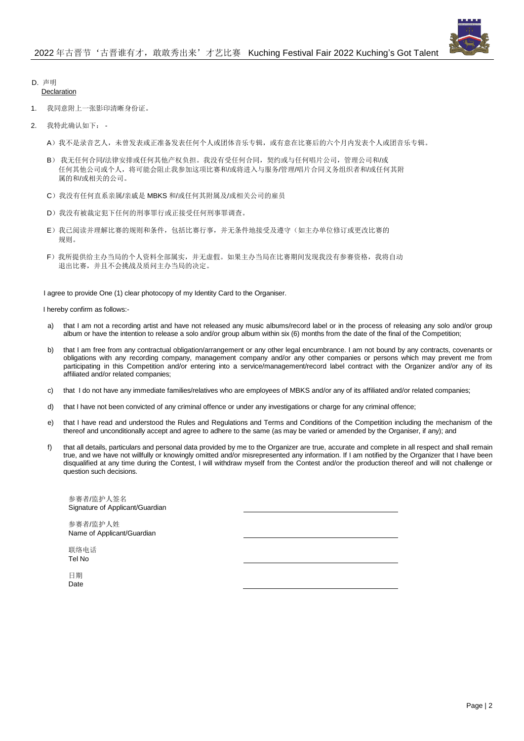D. 声明
<u>Declaration</u>

1. 我同意附上一张影印清晰身份证。

2. 我特此确认如下：-

   A）我不是录音艺人，未曾发表或正准备发表任何个人或团体音乐专辑，或有意在比赛后的六个月内发表个人或团音乐专辑。

   B） 我无任何合同/法律安排或任何其他产权负担。我没有受任何合同，契约或与任何唱片公司，管理公司和/或任何其他公司或个人，将可能会阻止我参加这项比赛和/或将进入与服务/管理/唱片合同义务组织者和/或任何其附属的和/或相关的公司。

   C）我没有任何直系亲属/亲戚是 MBKS 和/或任何其附属及/或相关公司的雇员

   D）我没有被裁定犯下任何的刑事罪行或正接受任何刑事罪调查。

   E）我已阅读并理解比赛的规则和条件，包括比赛行事，并无条件地接受及遵守（如主办单位修订或更改比赛的规则。

   F）我所提供给主办当局的个人资料全部属实，并无虚假。如果主办当局在比赛期间发现我没有参赛资格，我将自动退出比赛，并且不会挑战及质问主办当局的决定。

I agree to provide One (1) clear photocopy of my Identity Card to the Organiser.

I hereby confirm as follows:-

a) that I am not a recording artist and have not released any music albums/record label or in the process of releasing any solo and/or group album or have the intention to release a solo and/or group album within six (6) months from the date of the final of the Competition;

b) that I am free from any contractual obligation/arrangement or any other legal encumbrance. I am not bound by any contracts, covenants or obligations with any recording company, management company and/or any other companies or persons which may prevent me from participating in this Competition and/or entering into a service/management/record label contract with the Organizer and/or any of its affiliated and/or related companies;

c) that I do not have any immediate families/relatives who are employees of MBKS and/or any of its affiliated and/or related companies;

d) that I have not been convicted of any criminal offence or under any investigations or charge for any criminal offence;

e) that I have read and understood the Rules and Regulations and Terms and Conditions of the Competition including the mechanism of the thereof and unconditionally accept and agree to adhere to the same (as may be varied or amended by the Organiser, if any); and

f) that all details, particulars and personal data provided by me to the Organizer are true, accurate and complete in all respect and shall remain true, and we have not willfully or knowingly omitted and/or misrepresented any information. If I am notified by the Organizer that I have been disqualified at any time during the Contest, I will withdraw myself from the Contest and/or the production thereof and will not challenge or question such decisions.

参赛者/监护人签名
Signature of Applicant/Guardian ______________________________

参赛者/监护人姓
Name of Applicant/Guardian ______________________________

联络电话
Tel No ______________________________

日期
Date ______________________________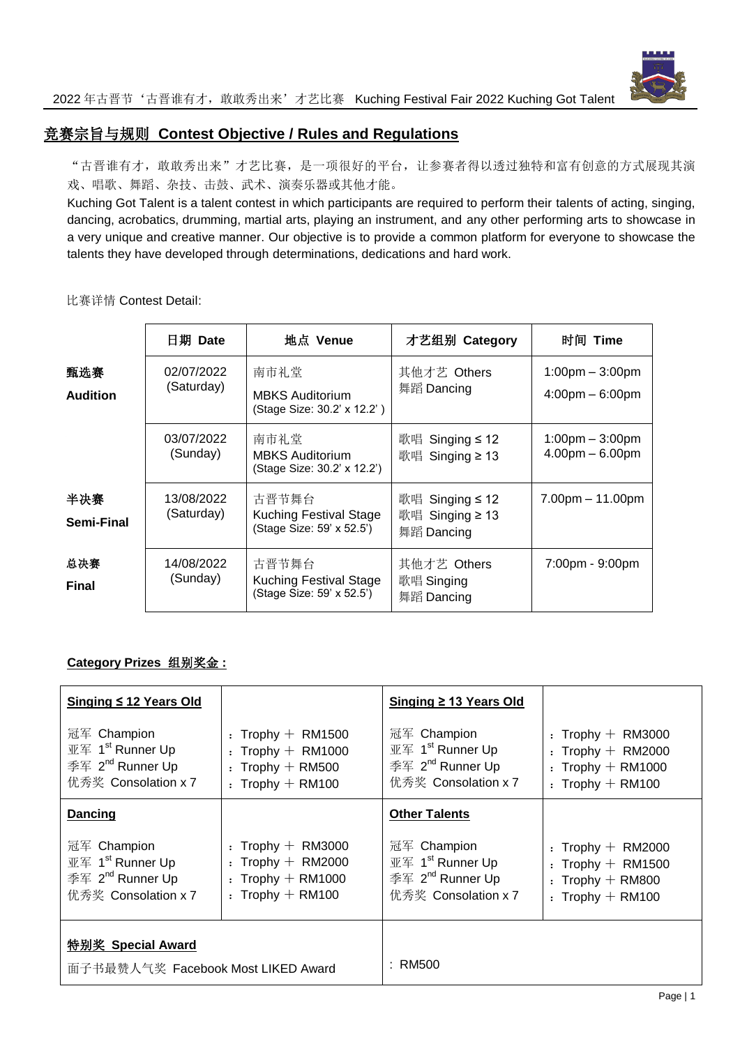## 竞赛宗旨与规则 Contest Objective / Rules and Regulations

"古晋谁有才，敢敢秀出来"才艺比赛，是一项很好的平台，让参赛者得以透过独特和富有创意的方式展现其演戏、唱歌、舞蹈、杂技、击鼓、武术、演奏乐器或其他才能。

Kuching Got Talent is a talent contest in which participants are required to perform their talents of acting, singing, dancing, acrobatics, drumming, martial arts, playing an instrument, and any other performing arts to showcase in a very unique and creative manner. Our objective is to provide a common platform for everyone to showcase the talents they have developed through determinations, dedications and hard work.

比赛详情 Contest Detail:

| | 日期 Date | 地点 Venue | 才艺组别 Category | 时间 Time |
|---|---|---|---|---|
| **甄选赛 Audition** | 02/07/2022 (Saturday) | 南市礼堂 MBKS Auditorium (Stage Size: 30.2' x 12.2' ) | 其他才艺 Others 舞蹈 Dancing | 1:00pm – 3:00pm 4:00pm – 6:00pm |
| | 03/07/2022 (Sunday) | 南市礼堂 MBKS Auditorium (Stage Size: 30.2' x 12.2') | 歌唱 Singing ≤ 12 歌唱 Singing ≥ 13 | 1:00pm – 3:00pm 4.00pm – 6.00pm |
| **半决赛 Semi-Final** | 13/08/2022 (Saturday) | 古晋节舞台 Kuching Festival Stage (Stage Size: 59' x 52.5') | 歌唱 Singing ≤ 12 歌唱 Singing ≥ 13 舞蹈 Dancing | 7.00pm – 11.00pm |
| **总决赛 Final** | 14/08/2022 (Sunday) | 古晋节舞台 Kuching Festival Stage (Stage Size: 59' x 52.5') | 其他才艺 Others 歌唱 Singing 舞蹈 Dancing | 7:00pm - 9:00pm |

**Category Prizes 组别奖金 :**

| **Singing ≤ 12 Years Old** | | **Singing ≥ 13 Years Old** | |
|---|---|---|---|
| 冠军 Champion<br>亚军 1st Runner Up<br>季军 2nd Runner Up<br>优秀奖 Consolation x 7 | : Trophy + RM1500<br>: Trophy + RM1000<br>: Trophy + RM500<br>: Trophy + RM100 | 冠军 Champion<br>亚军 1st Runner Up<br>季军 2nd Runner Up<br>优秀奖 Consolation x 7 | : Trophy + RM3000<br>: Trophy + RM2000<br>: Trophy + RM1000<br>: Trophy + RM100 |
| **Dancing** | | **Other Talents** | |
| 冠军 Champion<br>亚军 1st Runner Up<br>季军 2nd Runner Up<br>优秀奖 Consolation x 7 | : Trophy + RM3000<br>: Trophy + RM2000<br>: Trophy + RM1000<br>: Trophy + RM100 | 冠军 Champion<br>亚军 1st Runner Up<br>季军 2nd Runner Up<br>优秀奖 Consolation x 7 | : Trophy + RM2000<br>: Trophy + RM1500<br>: Trophy + RM800<br>: Trophy + RM100 |
| **特别奖 Special Award**<br>面子书最赞人气奖 Facebook Most LIKED Award | | : RM500 | |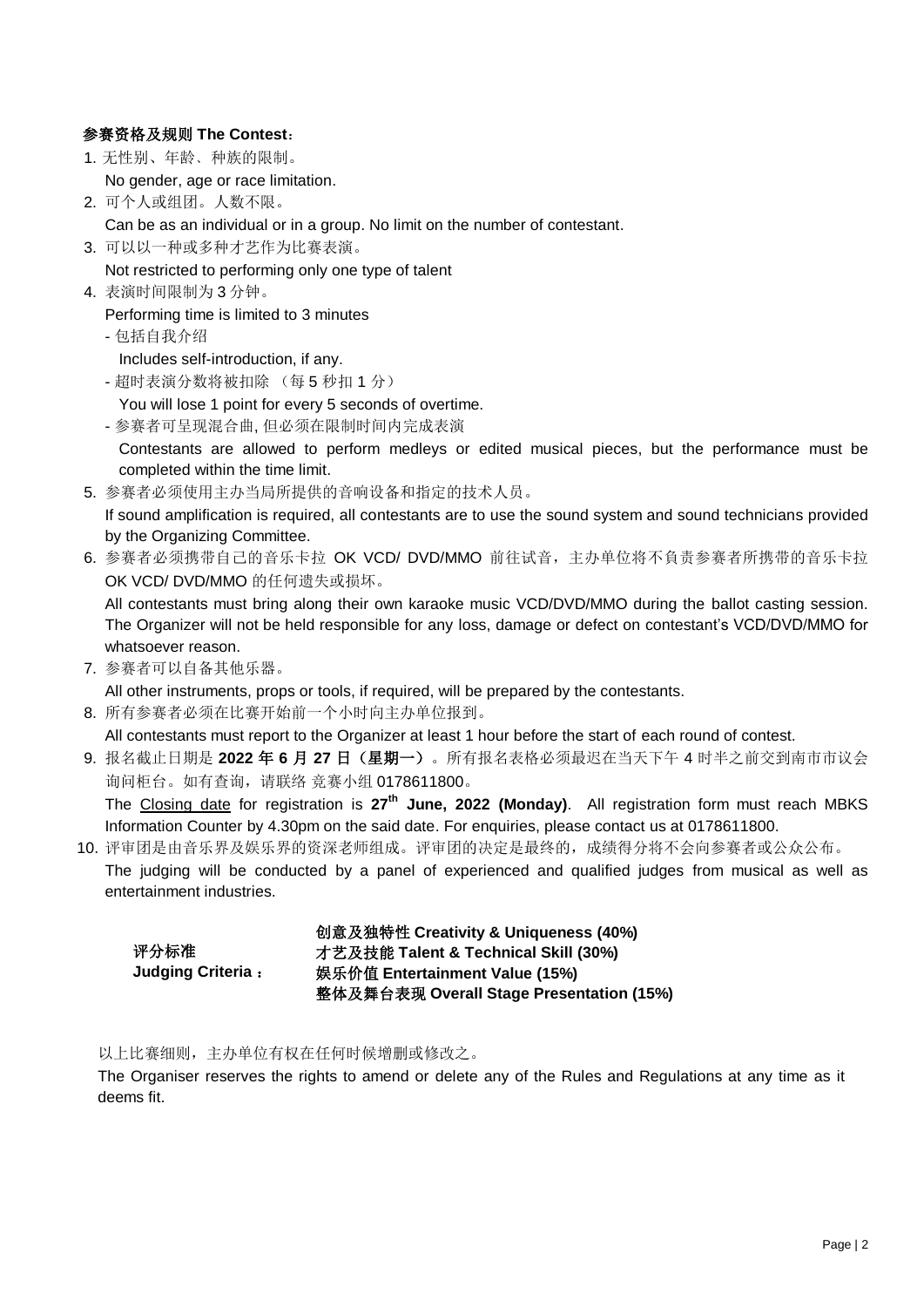**参赛资格及规则 The Contest：**

1. 无性别、年龄、种族的限制。
   No gender, age or race limitation.
2. 可个人或组团。人数不限。
   Can be as an individual or in a group. No limit on the number of contestant.
3. 可以以一种或多种才艺作为比赛表演。
   Not restricted to performing only one type of talent
4. 表演时间限制为 3 分钟。
   Performing time is limited to 3 minutes
   - 包括自我介绍
     Includes self-introduction, if any.
   - 超时表演分数将被扣除 （每 5 秒扣 1 分）
     You will lose 1 point for every 5 seconds of overtime.
   - 参赛者可呈现混合曲, 但必须在限制时间内完成表演
     Contestants are allowed to perform medleys or edited musical pieces, but the performance must be completed within the time limit.
5. 参赛者必须使用主办当局所提供的音响设备和指定的技术人员。
   If sound amplification is required, all contestants are to use the sound system and sound technicians provided by the Organizing Committee.
6. 参赛者必须携带自己的音乐卡拉 OK VCD/ DVD/MMO 前往试音，主办单位将不负责参赛者所携带的音乐卡拉 OK VCD/ DVD/MMO 的任何遗失或损坏。
   All contestants must bring along their own karaoke music VCD/DVD/MMO during the ballot casting session. The Organizer will not be held responsible for any loss, damage or defect on contestant's VCD/DVD/MMO for whatsoever reason.
7. 参赛者可以自备其他乐器。
   All other instruments, props or tools, if required, will be prepared by the contestants.
8. 所有参赛者必须在比赛开始前一个小时向主办单位报到。
   All contestants must report to the Organizer at least 1 hour before the start of each round of contest.
9. 报名截止日期是 **2022 年 6 月 27 日（星期一）**。所有报名表格必须最迟在当天下午 4 时半之前交到南市市议会询问柜台。如有查询，请联络 竞赛小组 0178611800。
   The Closing date for registration is **27th June, 2022 (Monday)**. All registration form must reach MBKS Information Counter by 4.30pm on the said date. For enquiries, please contact us at 0178611800.
10. 评审团是由音乐界及娱乐界的资深老师组成。评审团的决定是最终的，成绩得分将不会向参赛者或公众公布。
    The judging will be conducted by a panel of experienced and qualified judges from musical as well as entertainment industries.

**评分标准**
**Judging Criteria：**

**创意及独特性 Creativity & Uniqueness (40%)**
**才艺及技能 Talent & Technical Skill (30%)**
**娱乐价值 Entertainment Value (15%)**
**整体及舞台表现 Overall Stage Presentation (15%)**

以上比赛细则，主办单位有权在任何时候增删或修改之。

The Organiser reserves the rights to amend or delete any of the Rules and Regulations at any time as it deems fit.